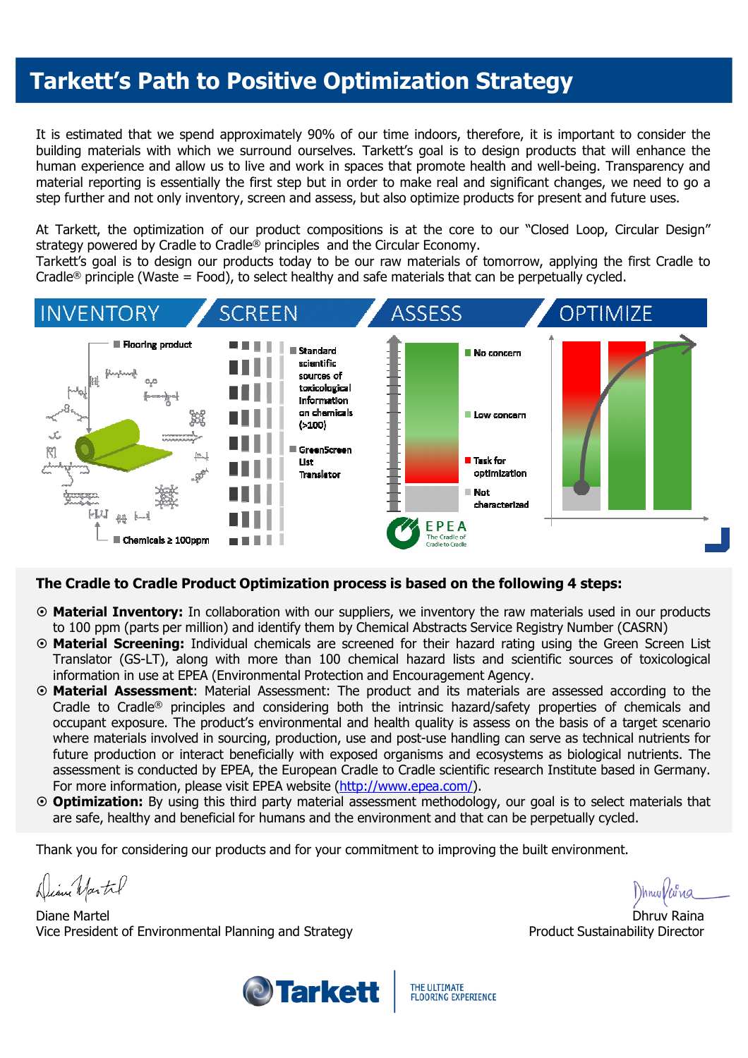# Tarkett's Path to Positive Optimization Strategy

It is estimated that we spend approximately 90% of our time indoors, therefore, it is important to consider the building materials with which we surround ourselves. Tarkett's goal is to design products that will enhance the human experience and allow us to live and work in spaces that promote health and well-being. Transparency and material reporting is essentially the first step but in order to make real and significant changes, we need to go a step further and not only inventory, screen and assess, but also optimize products for present and future uses.

At Tarkett, the optimization of our product compositions is at the core to our "Closed Loop, Circular Design" strategy powered by Cradle to Cradle® principles and the Circular Economy.
Tarkett's goal is to design our products today to be our raw materials of tomorrow, applying the first Cradle to Cradle® principle (Waste = Food), to select healthy and safe materials that can be perpetually cycled.

INVENTORY | SCREEN | ASSESS | OPTIMIZE

- Flooring product
- Chemicals ≥ 100ppm
- Standard scientific sources of toxicological information on chemicals (>100)
- GreenScreen List Translator
- No concern
- Low concern
- Task for optimization
- Not characterized

EPEA The Cradle of Cradle to Cradle

**The Cradle to Cradle Product Optimization process is based on the following 4 steps:**

- **Material Inventory:** In collaboration with our suppliers, we inventory the raw materials used in our products to 100 ppm (parts per million) and identify them by Chemical Abstracts Service Registry Number (CASRN)
- **Material Screening:** Individual chemicals are screened for their hazard rating using the Green Screen List Translator (GS-LT), along with more than 100 chemical hazard lists and scientific sources of toxicological information in use at EPEA (Environmental Protection and Encouragement Agency.
- **Material Assessment**: Material Assessment: The product and its materials are assessed according to the Cradle to Cradle® principles and considering both the intrinsic hazard/safety properties of chemicals and occupant exposure. The product's environmental and health quality is assess on the basis of a target scenario where materials involved in sourcing, production, use and post-use handling can serve as technical nutrients for future production or interact beneficially with exposed organisms and ecosystems as biological nutrients. The assessment is conducted by EPEA, the European Cradle to Cradle scientific research Institute based in Germany. For more information, please visit EPEA website (http://www.epea.com/).
- **Optimization:** By using this third party material assessment methodology, our goal is to select materials that are safe, healthy and beneficial for humans and the environment and that can be perpetually cycled.

Thank you for considering our products and for your commitment to improving the built environment.

Diane Martel
Vice President of Environmental Planning and Strategy

Dhruv Raina
Product Sustainability Director

Tarkett | THE ULTIMATE FLOORING EXPERIENCE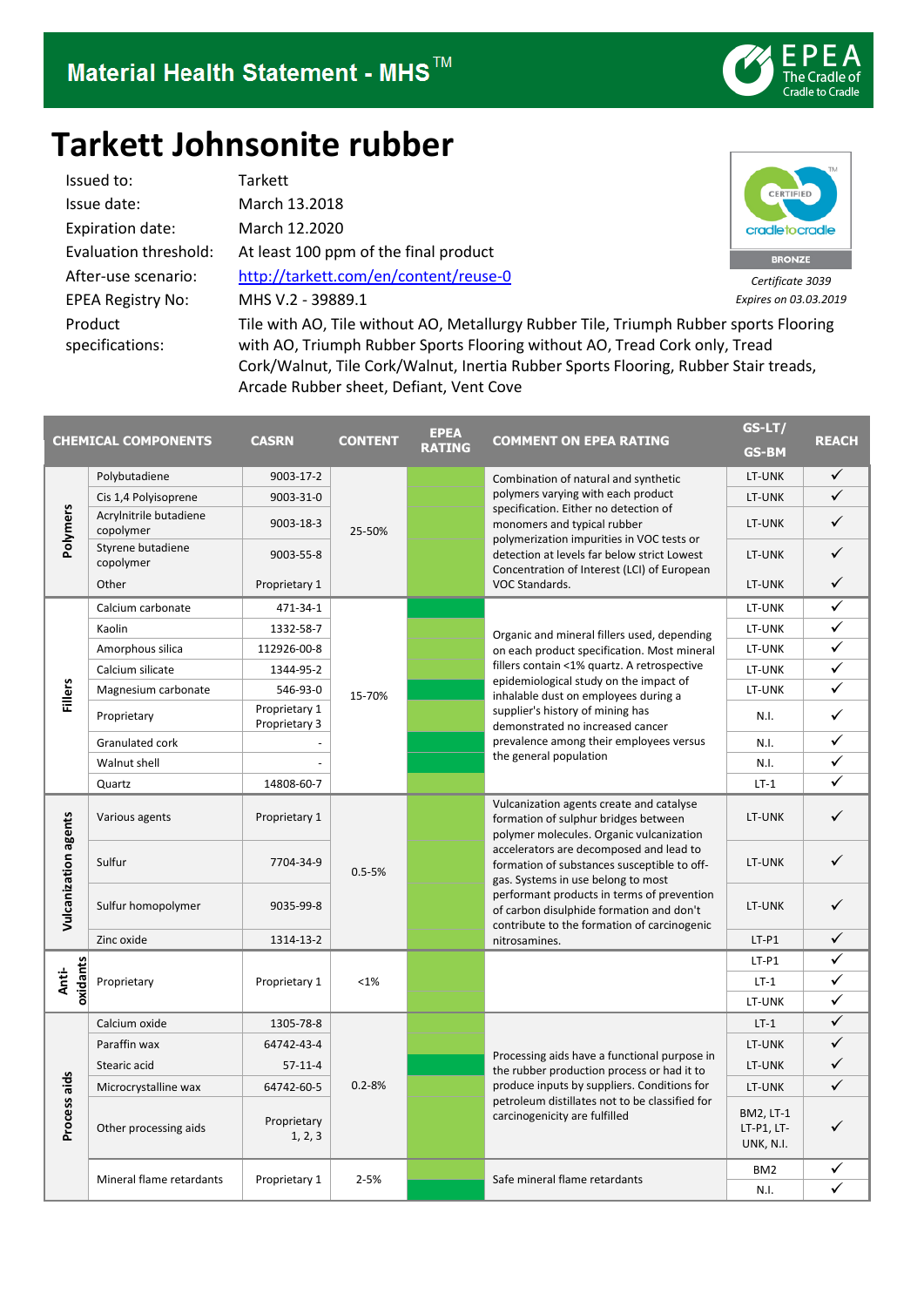# Material Health Statement - MHS™

EPEA The Cradle of Cradle to Cradle

# Tarkett Johnsonite rubber

Issued to: Tarkett
Issue date: March 13.2018
Expiration date: March 12.2020
Evaluation threshold: At least 100 ppm of the final product
After-use scenario: [http://tarkett.com/en/content/reuse-0](http://tarkett.com/en/content/reuse-0)
EPEA Registry No: MHS V.2 - 39889.1
Product specifications: Tile with AO, Tile without AO, Metallurgy Rubber Tile, Triumph Rubber sports Flooring with AO, Triumph Rubber Sports Flooring without AO, Tread Cork only, Tread Cork/Walnut, Tile Cork/Walnut, Inertia Rubber Sports Flooring, Rubber Stair treads, Arcade Rubber sheet, Defiant, Vent Cove

CERTIFIED cradletocradle BRONZE
*Certificate 3039*
*Expires on 03.03.2019*

| CHEMICAL COMPONENTS | | CASRN | CONTENT | EPEA RATING | COMMENT ON EPEA RATING | GS-LT/ GS-BM | REACH |
|---|---|---|---|---|---|---|---|
| Polymers | Polybutadiene | 9003-17-2 | 25-50% | | Combination of natural and synthetic polymers varying with each product specification. Either no detection of monomers and typical rubber polymerization impurities in VOC tests or detection at levels far below strict Lowest Concentration of Interest (LCI) of European VOC Standards. | LT-UNK | ✓ |
| | Cis 1,4 Polyisoprene | 9003-31-0 | | | | LT-UNK | ✓ |
| | Acrylnitrile butadiene copolymer | 9003-18-3 | | | | LT-UNK | ✓ |
| | Styrene butadiene copolymer | 9003-55-8 | | | | LT-UNK | ✓ |
| | Other | Proprietary 1 | | | | LT-UNK | ✓ |
| Fillers | Calcium carbonate | 471-34-1 | 15-70% | | Organic and mineral fillers used, depending on each product specification. Most mineral fillers contain <1% quartz. A retrospective epidemiological study on the impact of inhalable dust on employees during a supplier's history of mining has demonstrated no increased cancer prevalence among their employees versus the general population | LT-UNK | ✓ |
| | Kaolin | 1332-58-7 | | | | LT-UNK | ✓ |
| | Amorphous silica | 112926-00-8 | | | | LT-UNK | ✓ |
| | Calcium silicate | 1344-95-2 | | | | LT-UNK | ✓ |
| | Magnesium carbonate | 546-93-0 | | | | LT-UNK | ✓ |
| | Proprietary | Proprietary 1 Proprietary 3 | | | | N.I. | ✓ |
| | Granulated cork | - | | | | N.I. | ✓ |
| | Walnut shell | - | | | | N.I. | ✓ |
| | Quartz | 14808-60-7 | | | | LT-1 | ✓ |
| Vulcanization agents | Various agents | Proprietary 1 | 0.5-5% | | Vulcanization agents create and catalyse formation of sulphur bridges between polymer molecules. Organic vulcanization accelerators are decomposed and lead to formation of substances susceptible to off-gas. Systems in use belong to most performant products in terms of prevention of carbon disulphide formation and don't contribute to the formation of carcinogenic nitrosamines. | LT-UNK | ✓ |
| | Sulfur | 7704-34-9 | | | | LT-UNK | ✓ |
| | Sulfur homopolymer | 9035-99-8 | | | | LT-UNK | ✓ |
| | Zinc oxide | 1314-13-2 | | | | LT-P1 | ✓ |
| Anti-oxidants | Proprietary | Proprietary 1 | <1% | | | LT-P1 | ✓ |
| | | | | | | LT-1 | ✓ |
| | | | | | | LT-UNK | ✓ |
| Process aids | Calcium oxide | 1305-78-8 | 0.2-8% | | Processing aids have a functional purpose in the rubber production process or had it to produce inputs by suppliers. Conditions for petroleum distillates not to be classified for carcinogenicity are fulfilled | LT-1 | ✓ |
| | Paraffin wax | 64742-43-4 | | | | LT-UNK | ✓ |
| | Stearic acid | 57-11-4 | | | | LT-UNK | ✓ |
| | Microcrystalline wax | 64742-60-5 | | | | LT-UNK | ✓ |
| | Other processing aids | Proprietary 1, 2, 3 | | | | BM2, LT-1 LT-P1, LT-UNK, N.I. | ✓ |
| | Mineral flame retardants | Proprietary 1 | 2-5% | | Safe mineral flame retardants | BM2 | ✓ |
| | | | | | | N.I. | ✓ |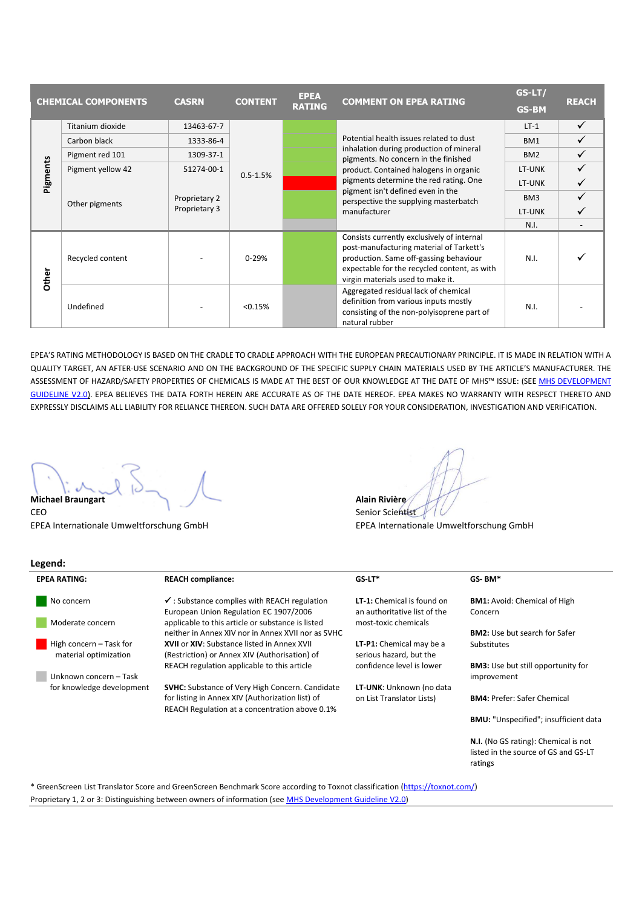| CHEMICAL COMPONENTS | | CASRN | CONTENT | EPEA RATING | COMMENT ON EPEA RATING | GS-LT/ GS-BM | REACH |
|---|---|---|---|---|---|---|---|
| Pigments | Titanium dioxide | 13463-67-7 | 0.5-1.5% | Moderate concern | Potential health issues related to dust inhalation during production of mineral pigments. No concern in the finished product. Contained halogens in organic pigments determine the red rating. One pigment isn't defined even in the perspective the supplying masterbatch manufacturer | LT-1 | ✓ |
| | Carbon black | 1333-86-4 | | Moderate concern | | BM1 | ✓ |
| | Pigment red 101 | 1309-37-1 | | Moderate concern | | BM2 | ✓ |
| | Pigment yellow 42 | 51274-00-1 | | Moderate concern | | LT-UNK | ✓ |
| | Other pigments | Proprietary 2 Proprietary 3 | | High concern | | LT-UNK | ✓ |
| | | | | Moderate concern | | BM3 | ✓ |
| | | | | Moderate concern | | LT-UNK | ✓ |
| | | | | Unknown concern | | N.I. | - |
| Other | Recycled content | - | 0-29% | Moderate concern | Consists currently exclusively of internal post-manufacturing material of Tarkett's production. Same off-gassing behaviour expectable for the recycled content, as with virgin materials used to make it. | N.I. | ✓ |
| | Undefined | - | <0.15% | Unknown concern | Aggregated residual lack of chemical definition from various inputs mostly consisting of the non-polyisoprene part of natural rubber | N.I. | - |

EPEA'S RATING METHODOLOGY IS BASED ON THE CRADLE TO CRADLE APPROACH WITH THE EUROPEAN PRECAUTIONARY PRINCIPLE. IT IS MADE IN RELATION WITH A QUALITY TARGET, AN AFTER-USE SCENARIO AND ON THE BACKGROUND OF THE SPECIFIC SUPPLY CHAIN MATERIALS USED BY THE ARTICLE'S MANUFACTURER. THE ASSESSMENT OF HAZARD/SAFETY PROPERTIES OF CHEMICALS IS MADE AT THE BEST OF OUR KNOWLEDGE AT THE DATE OF MHS™ ISSUE: (SEE MHS DEVELOPMENT GUIDELINE V2.0). EPEA BELIEVES THE DATA FORTH HEREIN ARE ACCURATE AS OF THE DATE HEREOF. EPEA MAKES NO WARRANTY WITH RESPECT THERETO AND EXPRESSLY DISCLAIMS ALL LIABILITY FOR RELIANCE THEREON. SUCH DATA ARE OFFERED SOLELY FOR YOUR CONSIDERATION, INVESTIGATION AND VERIFICATION.

**Michael Braungart**
CEO
EPEA Internationale Umweltforschung GmbH

**Alain Rivière**
Senior Scientist
EPEA Internationale Umweltforschung GmbH

## Legend:

| EPEA RATING: | REACH compliance: | GS-LT* | GS- BM* |
|---|---|---|---|
| No concern | ✓ : Substance complies with REACH regulation European Union Regulation EC 1907/2006 applicable to this article or substance is listed neither in Annex XIV nor in Annex XVII nor as SVHC | **LT-1:** Chemical is found on an authoritative list of the most-toxic chemicals | **BM1:** Avoid: Chemical of High Concern |
| Moderate concern | **XVII** or **XIV**: Substance listed in Annex XVII (Restriction) or Annex XIV (Authorisation) of REACH regulation applicable to this article | **LT-P1:** Chemical may be a serious hazard, but the confidence level is lower | **BM2:** Use but search for Safer Substitutes |
| High concern – Task for material optimization | **SVHC:** Substance of Very High Concern. Candidate for listing in Annex XIV (Authorization list) of REACH Regulation at a concentration above 0.1% | **LT-UNK:** Unknown (no data on List Translator Lists) | **BM3:** Use but still opportunity for improvement |
| Unknown concern – Task for knowledge development | | | **BM4:** Prefer: Safer Chemical |
| | | | **BMU:** "Unspecified"; insufficient data |
| | | | **N.I.** (No GS rating): Chemical is not listed in the source of GS and GS-LT ratings |

\* GreenScreen List Translator Score and GreenScreen Benchmark Score according to Toxnot classification (https://toxnot.com/)
Proprietary 1, 2 or 3: Distinguishing between owners of information (see MHS Development Guideline V2.0)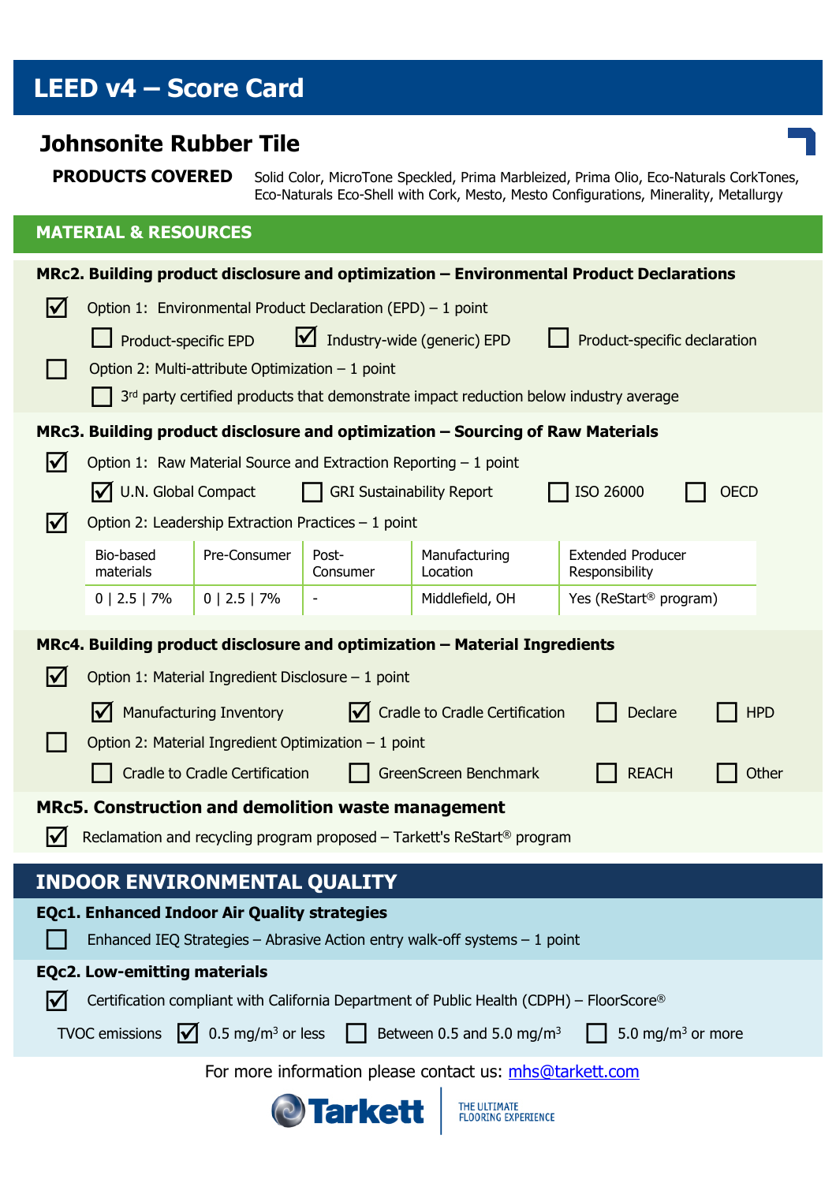# LEED v4 – Score Card

## Johnsonite Rubber Tile

**PRODUCTS COVERED** Solid Color, MicroTone Speckled, Prima Marbleized, Prima Olio, Eco-Naturals CorkTones, Eco-Naturals Eco-Shell with Cork, Mesto, Mesto Configurations, Minerality, Metallurgy

## MATERIAL & RESOURCES

### MRc2. Building product disclosure and optimization – Environmental Product Declarations

- [x] Option 1: Environmental Product Declaration (EPD) – 1 point
  - [ ] Product-specific EPD
  - [x] Industry-wide (generic) EPD
  - [ ] Product-specific declaration
- [ ] Option 2: Multi-attribute Optimization – 1 point
  - [ ] 3rd party certified products that demonstrate impact reduction below industry average

### MRc3. Building product disclosure and optimization – Sourcing of Raw Materials

- [x] Option 1: Raw Material Source and Extraction Reporting – 1 point
  - [x] U.N. Global Compact
  - [ ] GRI Sustainability Report
  - [ ] ISO 26000
  - [ ] OECD
- [x] Option 2: Leadership Extraction Practices – 1 point

| Bio-based materials | Pre-Consumer | Post-Consumer | Manufacturing Location | Extended Producer Responsibility |
|---|---|---|---|---|
| 0 \| 2.5 \| 7% | 0 \| 2.5 \| 7% | - | Middlefield, OH | Yes (ReStart® program) |

### MRc4. Building product disclosure and optimization – Material Ingredients

- [x] Option 1: Material Ingredient Disclosure – 1 point
  - [x] Manufacturing Inventory
  - [x] Cradle to Cradle Certification
  - [ ] Declare
  - [ ] HPD
- [ ] Option 2: Material Ingredient Optimization – 1 point
  - [ ] Cradle to Cradle Certification
  - [ ] GreenScreen Benchmark
  - [ ] REACH
  - [ ] Other

### MRc5. Construction and demolition waste management

- [x] Reclamation and recycling program proposed – Tarkett's ReStart® program

## INDOOR ENVIRONMENTAL QUALITY

### EQc1. Enhanced Indoor Air Quality strategies

- [ ] Enhanced IEQ Strategies – Abrasive Action entry walk-off systems – 1 point

### EQc2. Low-emitting materials

- [x] Certification compliant with California Department of Public Health (CDPH) – FloorScore®

TVOC emissions
- [x] 0.5 mg/m$^3$ or less
- [ ] Between 0.5 and 5.0 mg/m$^3$
- [ ] 5.0 mg/m$^3$ or more

For more information please contact us: mhs@tarkett.com

Tarkett — THE ULTIMATE FLOORING EXPERIENCE